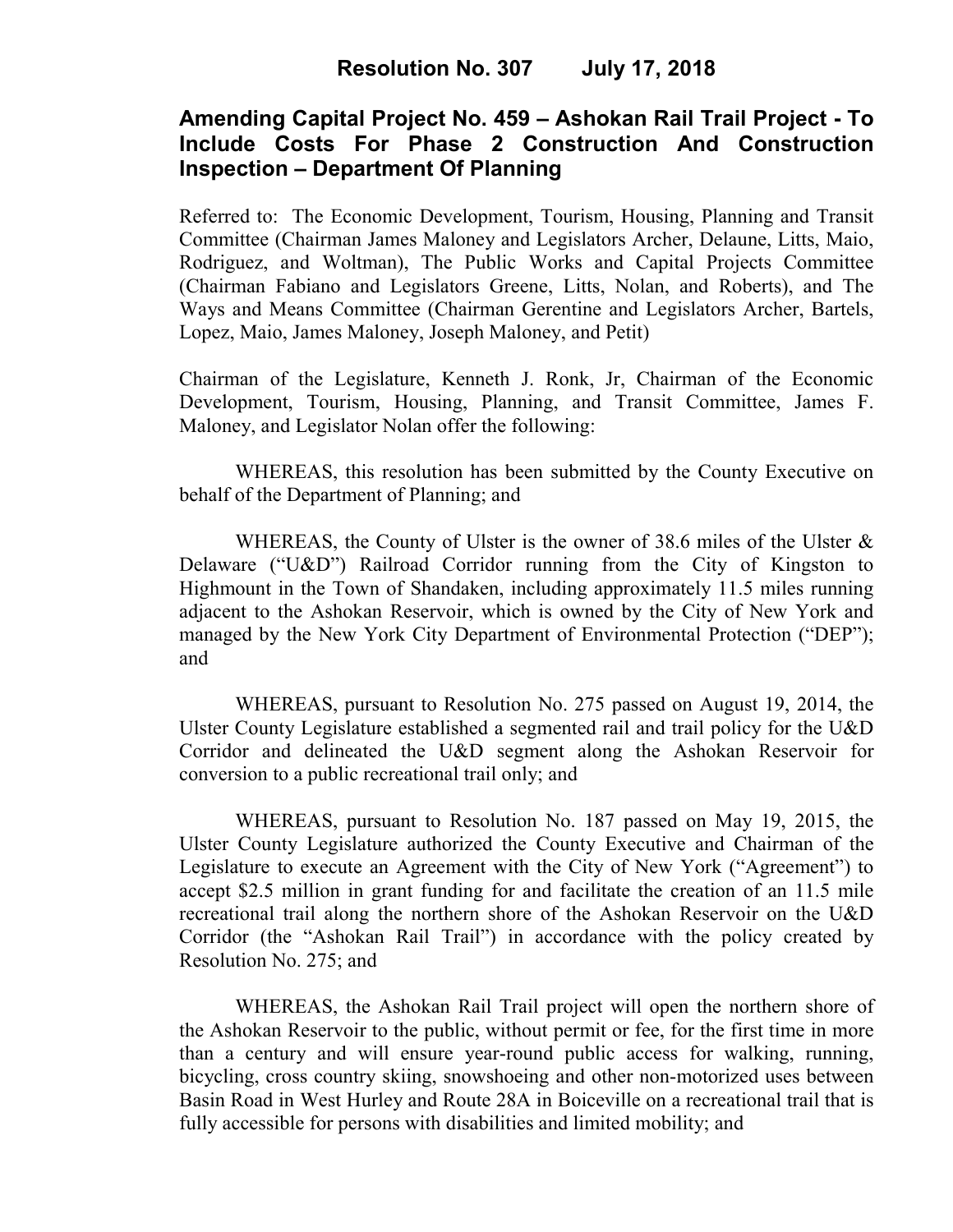**Resolution No. 307        July 17, 2018**

# Amending Capital Project No. 459 – Ashokan Rail Trail Project - To Include Costs For Phase 2 Construction And Construction Inspection – Department Of Planning

Referred to: The Economic Development, Tourism, Housing, Planning and Transit Committee (Chairman James Maloney and Legislators Archer, Delaune, Litts, Maio, Rodriguez, and Woltman), The Public Works and Capital Projects Committee (Chairman Fabiano and Legislators Greene, Litts, Nolan, and Roberts), and The Ways and Means Committee (Chairman Gerentine and Legislators Archer, Bartels, Lopez, Maio, James Maloney, Joseph Maloney, and Petit)

Chairman of the Legislature, Kenneth J. Ronk, Jr, Chairman of the Economic Development, Tourism, Housing, Planning, and Transit Committee, James F. Maloney, and Legislator Nolan offer the following:

WHEREAS, this resolution has been submitted by the County Executive on behalf of the Department of Planning; and

WHEREAS, the County of Ulster is the owner of 38.6 miles of the Ulster & Delaware ("U&D") Railroad Corridor running from the City of Kingston to Highmount in the Town of Shandaken, including approximately 11.5 miles running adjacent to the Ashokan Reservoir, which is owned by the City of New York and managed by the New York City Department of Environmental Protection ("DEP"); and

WHEREAS, pursuant to Resolution No. 275 passed on August 19, 2014, the Ulster County Legislature established a segmented rail and trail policy for the U&D Corridor and delineated the U&D segment along the Ashokan Reservoir for conversion to a public recreational trail only; and

WHEREAS, pursuant to Resolution No. 187 passed on May 19, 2015, the Ulster County Legislature authorized the County Executive and Chairman of the Legislature to execute an Agreement with the City of New York ("Agreement") to accept $2.5 million in grant funding for and facilitate the creation of an 11.5 mile recreational trail along the northern shore of the Ashokan Reservoir on the U&D Corridor (the "Ashokan Rail Trail") in accordance with the policy created by Resolution No. 275; and

WHEREAS, the Ashokan Rail Trail project will open the northern shore of the Ashokan Reservoir to the public, without permit or fee, for the first time in more than a century and will ensure year-round public access for walking, running, bicycling, cross country skiing, snowshoeing and other non-motorized uses between Basin Road in West Hurley and Route 28A in Boiceville on a recreational trail that is fully accessible for persons with disabilities and limited mobility; and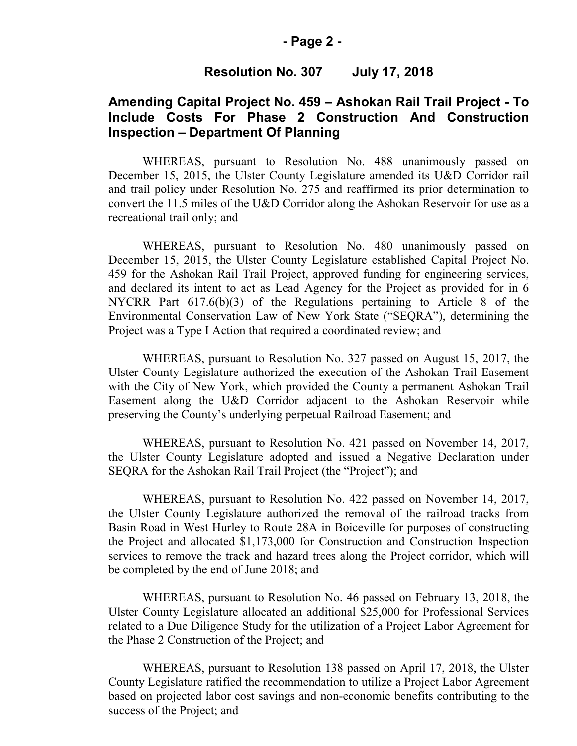**Resolution No. 307 July 17, 2018**

## Amending Capital Project No. 459 – Ashokan Rail Trail Project - To Include Costs For Phase 2 Construction And Construction Inspection – Department Of Planning

WHEREAS, pursuant to Resolution No. 488 unanimously passed on December 15, 2015, the Ulster County Legislature amended its U&D Corridor rail and trail policy under Resolution No. 275 and reaffirmed its prior determination to convert the 11.5 miles of the U&D Corridor along the Ashokan Reservoir for use as a recreational trail only; and

WHEREAS, pursuant to Resolution No. 480 unanimously passed on December 15, 2015, the Ulster County Legislature established Capital Project No. 459 for the Ashokan Rail Trail Project, approved funding for engineering services, and declared its intent to act as Lead Agency for the Project as provided for in 6 NYCRR Part 617.6(b)(3) of the Regulations pertaining to Article 8 of the Environmental Conservation Law of New York State ("SEQRA"), determining the Project was a Type I Action that required a coordinated review; and

WHEREAS, pursuant to Resolution No. 327 passed on August 15, 2017, the Ulster County Legislature authorized the execution of the Ashokan Trail Easement with the City of New York, which provided the County a permanent Ashokan Trail Easement along the U&D Corridor adjacent to the Ashokan Reservoir while preserving the County's underlying perpetual Railroad Easement; and

WHEREAS, pursuant to Resolution No. 421 passed on November 14, 2017, the Ulster County Legislature adopted and issued a Negative Declaration under SEQRA for the Ashokan Rail Trail Project (the "Project"); and

WHEREAS, pursuant to Resolution No. 422 passed on November 14, 2017, the Ulster County Legislature authorized the removal of the railroad tracks from Basin Road in West Hurley to Route 28A in Boiceville for purposes of constructing the Project and allocated $1,173,000 for Construction and Construction Inspection services to remove the track and hazard trees along the Project corridor, which will be completed by the end of June 2018; and

WHEREAS, pursuant to Resolution No. 46 passed on February 13, 2018, the Ulster County Legislature allocated an additional $25,000 for Professional Services related to a Due Diligence Study for the utilization of a Project Labor Agreement for the Phase 2 Construction of the Project; and

WHEREAS, pursuant to Resolution 138 passed on April 17, 2018, the Ulster County Legislature ratified the recommendation to utilize a Project Labor Agreement based on projected labor cost savings and non-economic benefits contributing to the success of the Project; and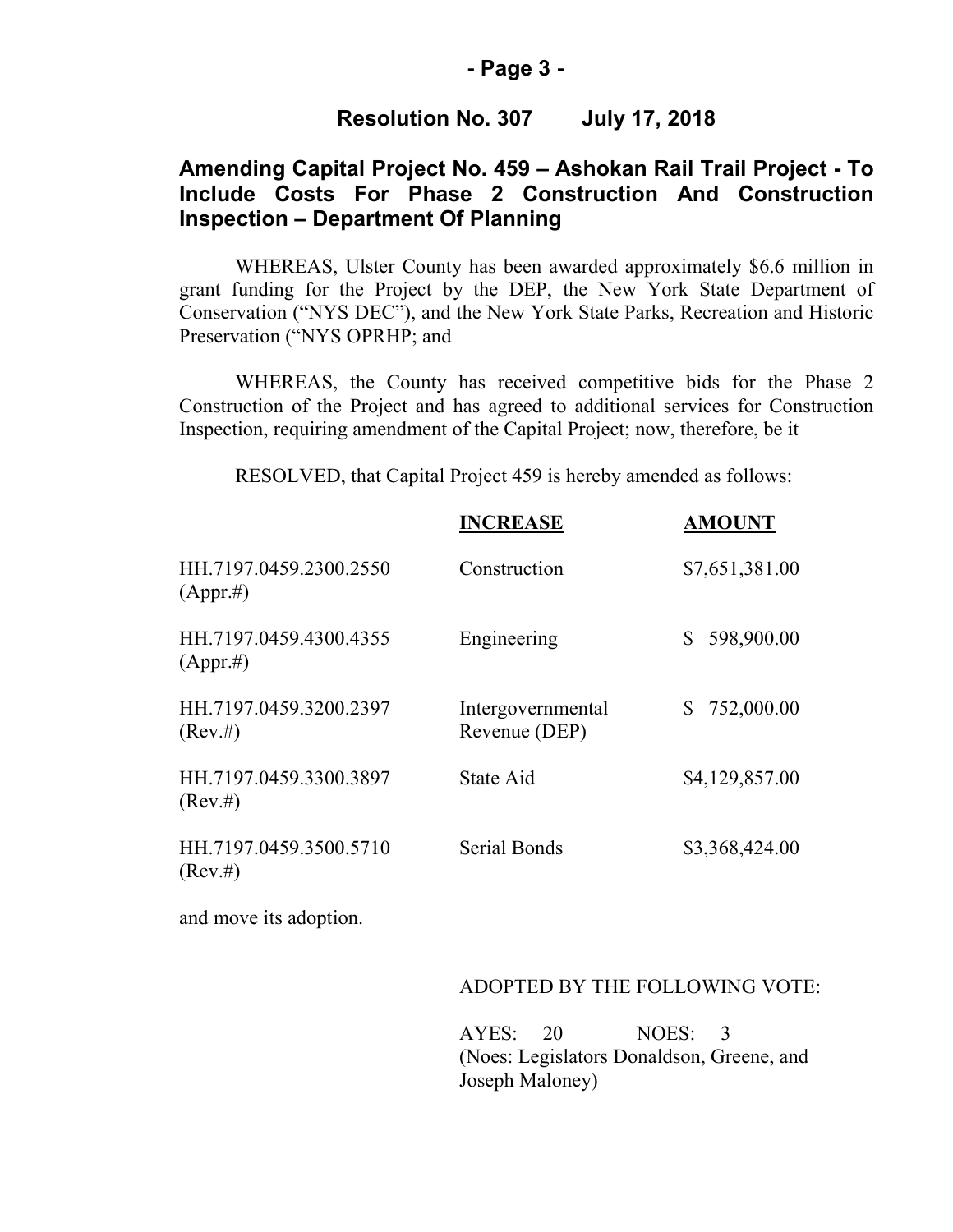**Resolution No. 307 July 17, 2018**

## Amending Capital Project No. 459 – Ashokan Rail Trail Project - To Include Costs For Phase 2 Construction And Construction Inspection – Department Of Planning

WHEREAS, Ulster County has been awarded approximately $6.6 million in grant funding for the Project by the DEP, the New York State Department of Conservation ("NYS DEC"), and the New York State Parks, Recreation and Historic Preservation ("NYS OPRHP; and

WHEREAS, the County has received competitive bids for the Phase 2 Construction of the Project and has agreed to additional services for Construction Inspection, requiring amendment of the Capital Project; now, therefore, be it

RESOLVED, that Capital Project 459 is hereby amended as follows:

| | **INCREASE** | **AMOUNT** |
|---|---|---|
| HH.7197.0459.2300.2550 (Appr.#) | Construction | $7,651,381.00 |
| HH.7197.0459.4300.4355 (Appr.#) | Engineering | $ 598,900.00 |
| HH.7197.0459.3200.2397 (Rev.#) | Intergovernmental Revenue (DEP) | $ 752,000.00 |
| HH.7197.0459.3300.3897 (Rev.#) | State Aid | $4,129,857.00 |
| HH.7197.0459.3500.5710 (Rev.#) | Serial Bonds | $3,368,424.00 |

and move its adoption.

ADOPTED BY THE FOLLOWING VOTE:

AYES: 20 NOES: 3
(Noes: Legislators Donaldson, Greene, and Joseph Maloney)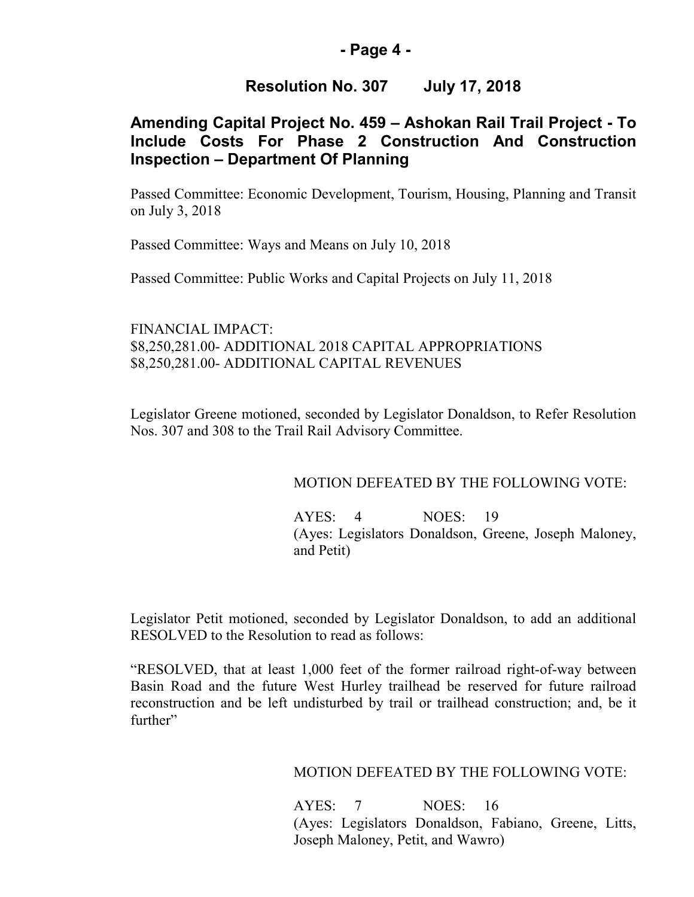## Resolution No. 307 July 17, 2018

## Amending Capital Project No. 459 – Ashokan Rail Trail Project - To Include Costs For Phase 2 Construction And Construction Inspection – Department Of Planning

Passed Committee: Economic Development, Tourism, Housing, Planning and Transit on July 3, 2018

Passed Committee: Ways and Means on July 10, 2018

Passed Committee: Public Works and Capital Projects on July 11, 2018

FINANCIAL IMPACT:
$8,250,281.00- ADDITIONAL 2018 CAPITAL APPROPRIATIONS
$8,250,281.00- ADDITIONAL CAPITAL REVENUES

Legislator Greene motioned, seconded by Legislator Donaldson, to Refer Resolution Nos. 307 and 308 to the Trail Rail Advisory Committee.

MOTION DEFEATED BY THE FOLLOWING VOTE:

AYES: 4 NOES: 19
(Ayes: Legislators Donaldson, Greene, Joseph Maloney, and Petit)

Legislator Petit motioned, seconded by Legislator Donaldson, to add an additional RESOLVED to the Resolution to read as follows:

"RESOLVED, that at least 1,000 feet of the former railroad right-of-way between Basin Road and the future West Hurley trailhead be reserved for future railroad reconstruction and be left undisturbed by trail or trailhead construction; and, be it further"

MOTION DEFEATED BY THE FOLLOWING VOTE:

AYES: 7 NOES: 16
(Ayes: Legislators Donaldson, Fabiano, Greene, Litts, Joseph Maloney, Petit, and Wawro)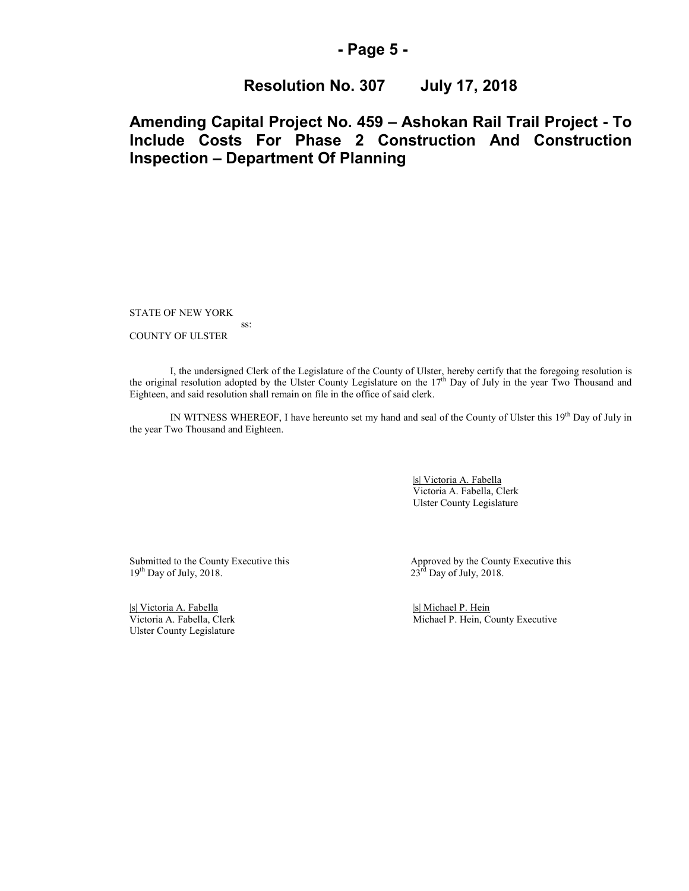## Resolution No. 307 July 17, 2018

## Amending Capital Project No. 459 – Ashokan Rail Trail Project - To Include Costs For Phase 2 Construction And Construction Inspection – Department Of Planning

STATE OF NEW YORK
ss:
COUNTY OF ULSTER

I, the undersigned Clerk of the Legislature of the County of Ulster, hereby certify that the foregoing resolution is the original resolution adopted by the Ulster County Legislature on the 17th Day of July in the year Two Thousand and Eighteen, and said resolution shall remain on file in the office of said clerk.

IN WITNESS WHEREOF, I have hereunto set my hand and seal of the County of Ulster this 19th Day of July in the year Two Thousand and Eighteen.

|s| Victoria A. Fabella
Victoria A. Fabella, Clerk
Ulster County Legislature

Submitted to the County Executive this 19th Day of July, 2018.

|s| Victoria A. Fabella
Victoria A. Fabella, Clerk
Ulster County Legislature

Approved by the County Executive this 23rd Day of July, 2018.

|s| Michael P. Hein
Michael P. Hein, County Executive